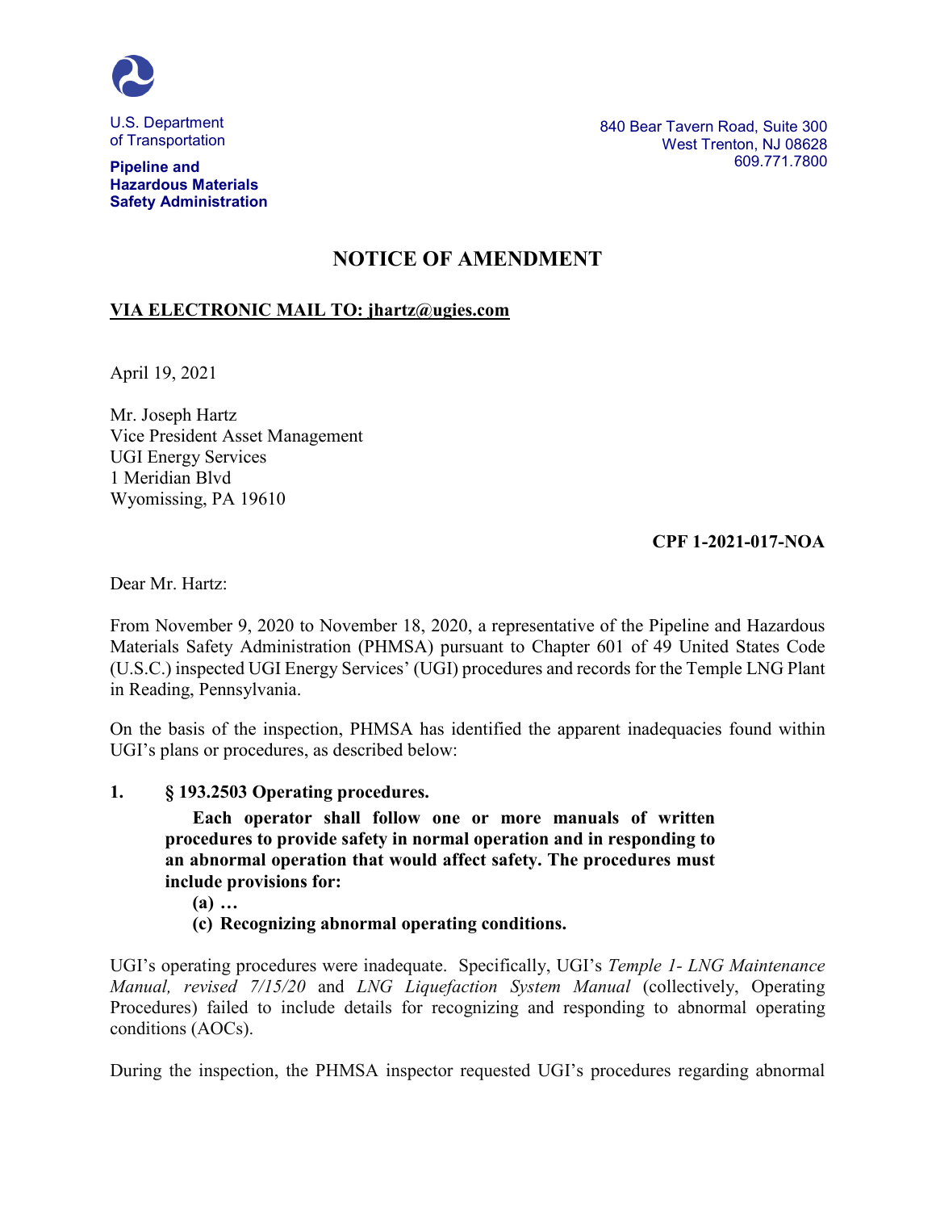U.S. Department of Transportation

**Pipeline and Hazardous Materials Safety Administration**

840 Bear Tavern Road, Suite 300
West Trenton, NJ 08628
609.771.7800

# NOTICE OF AMENDMENT

**VIA ELECTRONIC MAIL TO: jhartz@ugies.com**

April 19, 2021

Mr. Joseph Hartz
Vice President Asset Management
UGI Energy Services
1 Meridian Blvd
Wyomissing, PA 19610

**CPF 1-2021-017-NOA**

Dear Mr. Hartz:

From November 9, 2020 to November 18, 2020, a representative of the Pipeline and Hazardous Materials Safety Administration (PHMSA) pursuant to Chapter 601 of 49 United States Code (U.S.C.) inspected UGI Energy Services' (UGI) procedures and records for the Temple LNG Plant in Reading, Pennsylvania.

On the basis of the inspection, PHMSA has identified the apparent inadequacies found within UGI's plans or procedures, as described below:

**1. § 193.2503 Operating procedures.**

> **Each operator shall follow one or more manuals of written procedures to provide safety in normal operation and in responding to an abnormal operation that would affect safety. The procedures must include provisions for:**
>
> **(a) …**
>
> **(c) Recognizing abnormal operating conditions.**

UGI's operating procedures were inadequate. Specifically, UGI's *Temple 1- LNG Maintenance Manual, revised 7/15/20* and *LNG Liquefaction System Manual* (collectively, Operating Procedures) failed to include details for recognizing and responding to abnormal operating conditions (AOCs).

During the inspection, the PHMSA inspector requested UGI's procedures regarding abnormal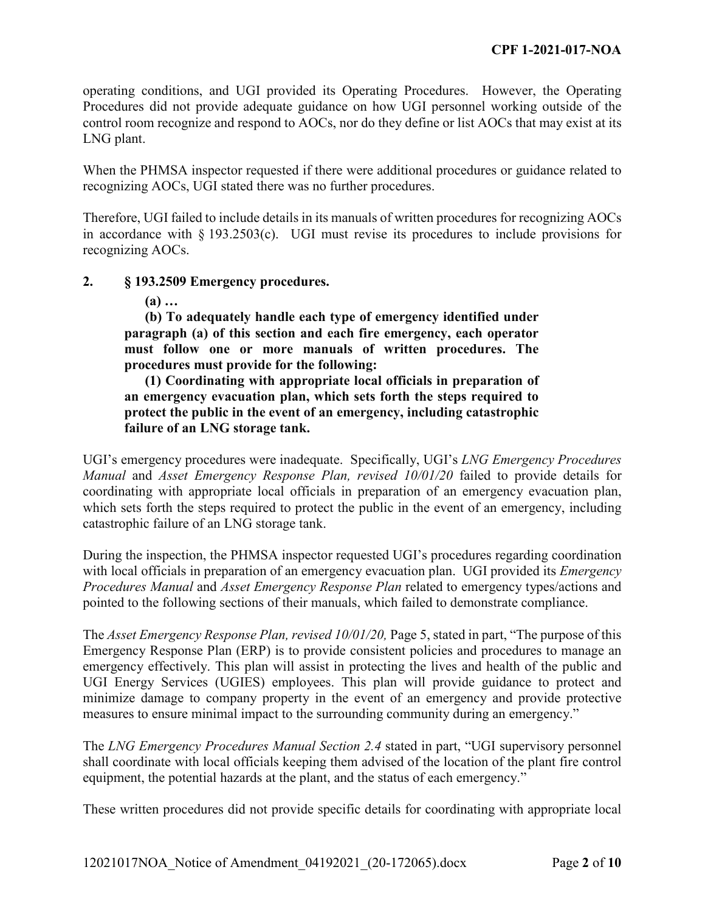operating conditions, and UGI provided its Operating Procedures. However, the Operating Procedures did not provide adequate guidance on how UGI personnel working outside of the control room recognize and respond to AOCs, nor do they define or list AOCs that may exist at its LNG plant.

When the PHMSA inspector requested if there were additional procedures or guidance related to recognizing AOCs, UGI stated there was no further procedures.

Therefore, UGI failed to include details in its manuals of written procedures for recognizing AOCs in accordance with § 193.2503(c). UGI must revise its procedures to include provisions for recognizing AOCs.

**2. § 193.2509 Emergency procedures.**

> **(a) …**
>
> **(b) To adequately handle each type of emergency identified under paragraph (a) of this section and each fire emergency, each operator must follow one or more manuals of written procedures. The procedures must provide for the following:**
>
> **(1) Coordinating with appropriate local officials in preparation of an emergency evacuation plan, which sets forth the steps required to protect the public in the event of an emergency, including catastrophic failure of an LNG storage tank.**

UGI's emergency procedures were inadequate. Specifically, UGI's *LNG Emergency Procedures Manual* and *Asset Emergency Response Plan, revised 10/01/20* failed to provide details for coordinating with appropriate local officials in preparation of an emergency evacuation plan, which sets forth the steps required to protect the public in the event of an emergency, including catastrophic failure of an LNG storage tank.

During the inspection, the PHMSA inspector requested UGI's procedures regarding coordination with local officials in preparation of an emergency evacuation plan. UGI provided its *Emergency Procedures Manual* and *Asset Emergency Response Plan* related to emergency types/actions and pointed to the following sections of their manuals, which failed to demonstrate compliance.

The *Asset Emergency Response Plan, revised 10/01/20,* Page 5, stated in part, "The purpose of this Emergency Response Plan (ERP) is to provide consistent policies and procedures to manage an emergency effectively. This plan will assist in protecting the lives and health of the public and UGI Energy Services (UGIES) employees. This plan will provide guidance to protect and minimize damage to company property in the event of an emergency and provide protective measures to ensure minimal impact to the surrounding community during an emergency."

The *LNG Emergency Procedures Manual Section 2.4* stated in part, "UGI supervisory personnel shall coordinate with local officials keeping them advised of the location of the plant fire control equipment, the potential hazards at the plant, and the status of each emergency."

These written procedures did not provide specific details for coordinating with appropriate local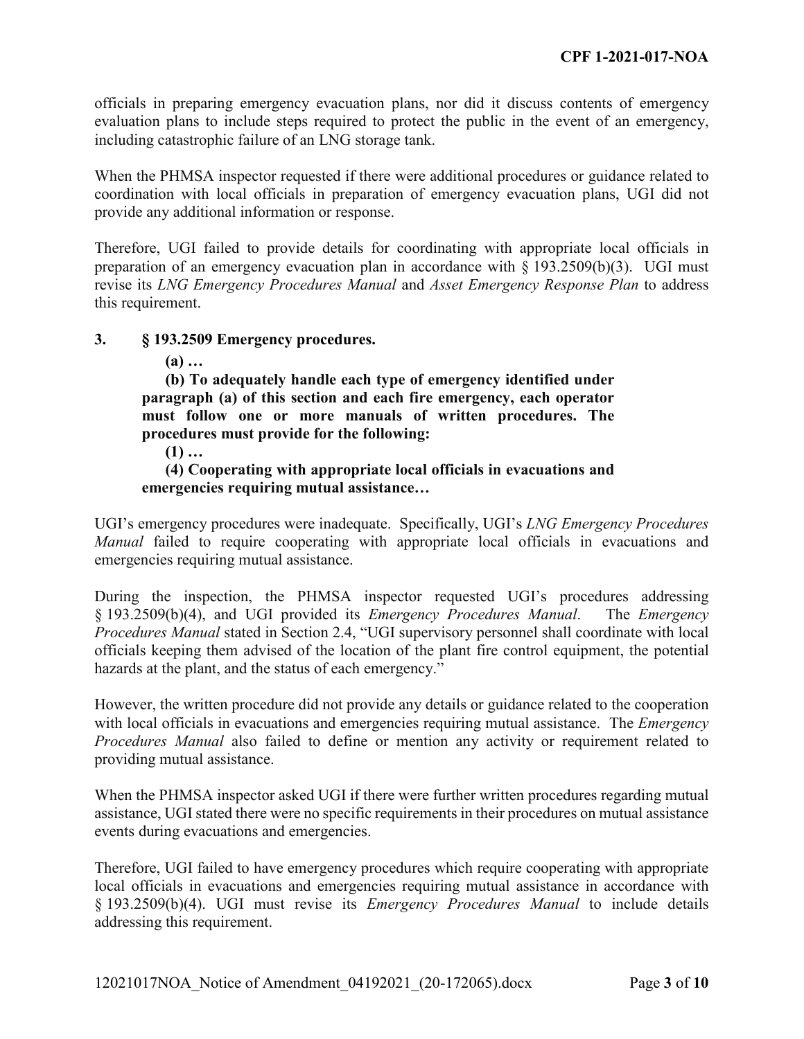officials in preparing emergency evacuation plans, nor did it discuss contents of emergency evaluation plans to include steps required to protect the public in the event of an emergency, including catastrophic failure of an LNG storage tank.

When the PHMSA inspector requested if there were additional procedures or guidance related to coordination with local officials in preparation of emergency evacuation plans, UGI did not provide any additional information or response.

Therefore, UGI failed to provide details for coordinating with appropriate local officials in preparation of an emergency evacuation plan in accordance with § 193.2509(b)(3). UGI must revise its *LNG Emergency Procedures Manual* and *Asset Emergency Response Plan* to address this requirement.

**3. § 193.2509 Emergency procedures.**

> **(a) …**
>
> **(b) To adequately handle each type of emergency identified under paragraph (a) of this section and each fire emergency, each operator must follow one or more manuals of written procedures. The procedures must provide for the following:**
>
> **(1) …**
>
> **(4) Cooperating with appropriate local officials in evacuations and emergencies requiring mutual assistance…**

UGI's emergency procedures were inadequate. Specifically, UGI's *LNG Emergency Procedures Manual* failed to require cooperating with appropriate local officials in evacuations and emergencies requiring mutual assistance.

During the inspection, the PHMSA inspector requested UGI's procedures addressing § 193.2509(b)(4), and UGI provided its *Emergency Procedures Manual*. The *Emergency Procedures Manual* stated in Section 2.4, "UGI supervisory personnel shall coordinate with local officials keeping them advised of the location of the plant fire control equipment, the potential hazards at the plant, and the status of each emergency."

However, the written procedure did not provide any details or guidance related to the cooperation with local officials in evacuations and emergencies requiring mutual assistance. The *Emergency Procedures Manual* also failed to define or mention any activity or requirement related to providing mutual assistance.

When the PHMSA inspector asked UGI if there were further written procedures regarding mutual assistance, UGI stated there were no specific requirements in their procedures on mutual assistance events during evacuations and emergencies.

Therefore, UGI failed to have emergency procedures which require cooperating with appropriate local officials in evacuations and emergencies requiring mutual assistance in accordance with § 193.2509(b)(4). UGI must revise its *Emergency Procedures Manual* to include details addressing this requirement.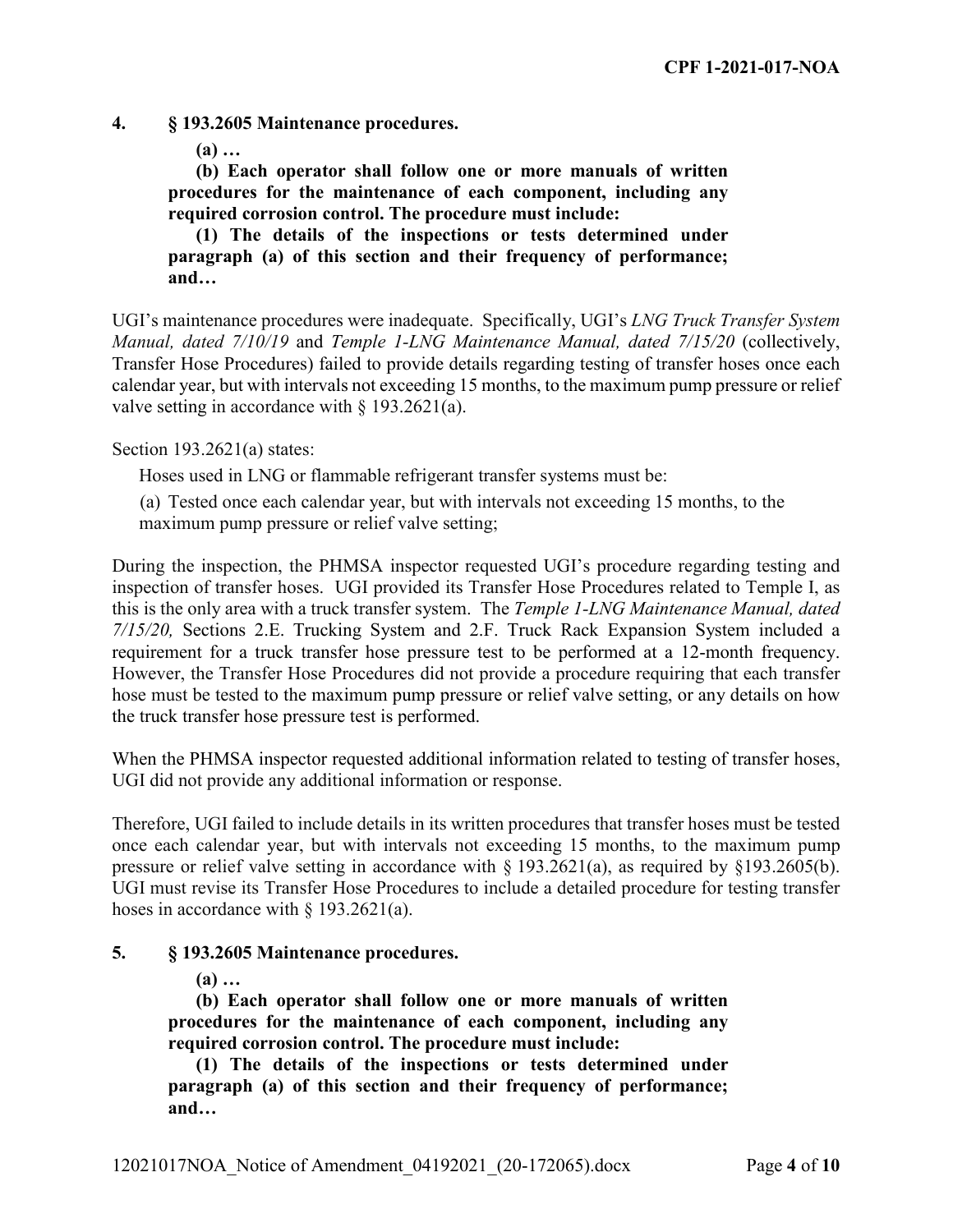**4. § 193.2605 Maintenance procedures.**

> **(a) …**
>
> **(b) Each operator shall follow one or more manuals of written procedures for the maintenance of each component, including any required corrosion control. The procedure must include:**
>
> **(1) The details of the inspections or tests determined under paragraph (a) of this section and their frequency of performance; and…**

UGI's maintenance procedures were inadequate. Specifically, UGI's *LNG Truck Transfer System Manual, dated 7/10/19* and *Temple 1-LNG Maintenance Manual, dated 7/15/20* (collectively, Transfer Hose Procedures) failed to provide details regarding testing of transfer hoses once each calendar year, but with intervals not exceeding 15 months, to the maximum pump pressure or relief valve setting in accordance with § 193.2621(a).

Section 193.2621(a) states:

> Hoses used in LNG or flammable refrigerant transfer systems must be:
>
> (a) Tested once each calendar year, but with intervals not exceeding 15 months, to the maximum pump pressure or relief valve setting;

During the inspection, the PHMSA inspector requested UGI's procedure regarding testing and inspection of transfer hoses. UGI provided its Transfer Hose Procedures related to Temple I, as this is the only area with a truck transfer system. The *Temple 1-LNG Maintenance Manual, dated 7/15/20,* Sections 2.E. Trucking System and 2.F. Truck Rack Expansion System included a requirement for a truck transfer hose pressure test to be performed at a 12-month frequency. However, the Transfer Hose Procedures did not provide a procedure requiring that each transfer hose must be tested to the maximum pump pressure or relief valve setting, or any details on how the truck transfer hose pressure test is performed.

When the PHMSA inspector requested additional information related to testing of transfer hoses, UGI did not provide any additional information or response.

Therefore, UGI failed to include details in its written procedures that transfer hoses must be tested once each calendar year, but with intervals not exceeding 15 months, to the maximum pump pressure or relief valve setting in accordance with § 193.2621(a), as required by §193.2605(b). UGI must revise its Transfer Hose Procedures to include a detailed procedure for testing transfer hoses in accordance with § 193.2621(a).

**5. § 193.2605 Maintenance procedures.**

> **(a) …**
>
> **(b) Each operator shall follow one or more manuals of written procedures for the maintenance of each component, including any required corrosion control. The procedure must include:**
>
> **(1) The details of the inspections or tests determined under paragraph (a) of this section and their frequency of performance; and…**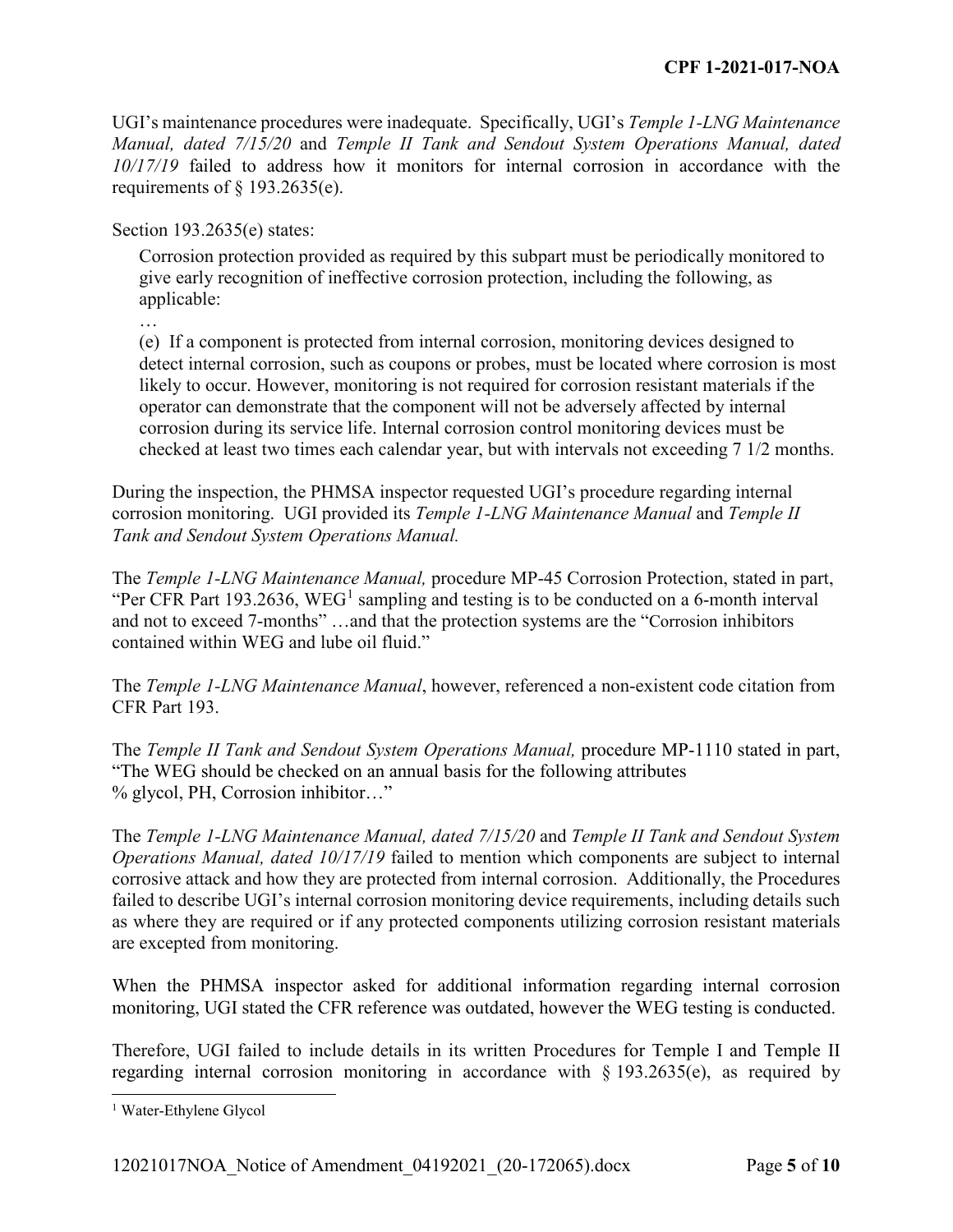UGI's maintenance procedures were inadequate. Specifically, UGI's *Temple 1-LNG Maintenance Manual, dated 7/15/20* and *Temple II Tank and Sendout System Operations Manual, dated 10/17/19* failed to address how it monitors for internal corrosion in accordance with the requirements of § 193.2635(e).

Section 193.2635(e) states:

> Corrosion protection provided as required by this subpart must be periodically monitored to give early recognition of ineffective corrosion protection, including the following, as applicable:
>
> …
>
> (e) If a component is protected from internal corrosion, monitoring devices designed to detect internal corrosion, such as coupons or probes, must be located where corrosion is most likely to occur. However, monitoring is not required for corrosion resistant materials if the operator can demonstrate that the component will not be adversely affected by internal corrosion during its service life. Internal corrosion control monitoring devices must be checked at least two times each calendar year, but with intervals not exceeding 7 1/2 months.

During the inspection, the PHMSA inspector requested UGI's procedure regarding internal corrosion monitoring. UGI provided its *Temple 1-LNG Maintenance Manual* and *Temple II Tank and Sendout System Operations Manual.*

The *Temple 1-LNG Maintenance Manual,* procedure MP-45 Corrosion Protection, stated in part, "Per CFR Part 193.2636, WEG[1] sampling and testing is to be conducted on a 6-month interval and not to exceed 7-months" …and that the protection systems are the "Corrosion inhibitors contained within WEG and lube oil fluid."

The *Temple 1-LNG Maintenance Manual*, however, referenced a non-existent code citation from CFR Part 193.

The *Temple II Tank and Sendout System Operations Manual,* procedure MP-1110 stated in part, "The WEG should be checked on an annual basis for the following attributes % glycol, PH, Corrosion inhibitor…"

The *Temple 1-LNG Maintenance Manual, dated 7/15/20* and *Temple II Tank and Sendout System Operations Manual, dated 10/17/19* failed to mention which components are subject to internal corrosive attack and how they are protected from internal corrosion. Additionally, the Procedures failed to describe UGI's internal corrosion monitoring device requirements, including details such as where they are required or if any protected components utilizing corrosion resistant materials are excepted from monitoring.

When the PHMSA inspector asked for additional information regarding internal corrosion monitoring, UGI stated the CFR reference was outdated, however the WEG testing is conducted.

Therefore, UGI failed to include details in its written Procedures for Temple I and Temple II regarding internal corrosion monitoring in accordance with § 193.2635(e), as required by

[1] Water-Ethylene Glycol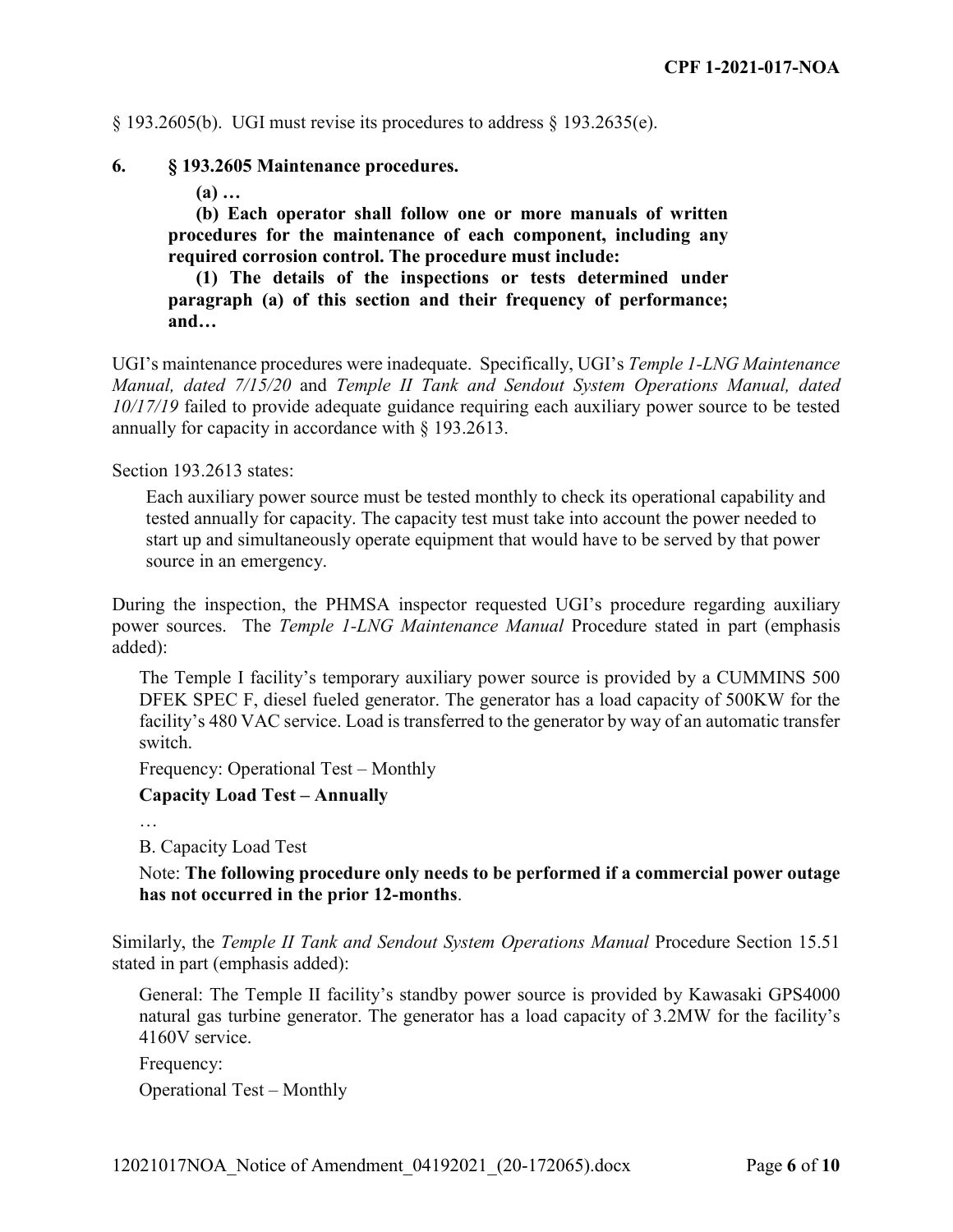§ 193.2605(b). UGI must revise its procedures to address § 193.2635(e).

**6. § 193.2605 Maintenance procedures.**

> **(a) …**
>
> **(b) Each operator shall follow one or more manuals of written procedures for the maintenance of each component, including any required corrosion control. The procedure must include:**
>
> **(1) The details of the inspections or tests determined under paragraph (a) of this section and their frequency of performance; and…**

UGI's maintenance procedures were inadequate. Specifically, UGI's *Temple 1-LNG Maintenance Manual, dated 7/15/20* and *Temple II Tank and Sendout System Operations Manual, dated 10/17/19* failed to provide adequate guidance requiring each auxiliary power source to be tested annually for capacity in accordance with § 193.2613.

Section 193.2613 states:

> Each auxiliary power source must be tested monthly to check its operational capability and tested annually for capacity. The capacity test must take into account the power needed to start up and simultaneously operate equipment that would have to be served by that power source in an emergency.

During the inspection, the PHMSA inspector requested UGI's procedure regarding auxiliary power sources. The *Temple 1-LNG Maintenance Manual* Procedure stated in part (emphasis added):

> The Temple I facility's temporary auxiliary power source is provided by a CUMMINS 500 DFEK SPEC F, diesel fueled generator. The generator has a load capacity of 500KW for the facility's 480 VAC service. Load is transferred to the generator by way of an automatic transfer switch.
>
> Frequency: Operational Test – Monthly
>
> **Capacity Load Test – Annually**
>
> …
>
> B. Capacity Load Test
>
> Note: **The following procedure only needs to be performed if a commercial power outage has not occurred in the prior 12-months**.

Similarly, the *Temple II Tank and Sendout System Operations Manual* Procedure Section 15.51 stated in part (emphasis added):

> General: The Temple II facility's standby power source is provided by Kawasaki GPS4000 natural gas turbine generator. The generator has a load capacity of 3.2MW for the facility's 4160V service.
>
> Frequency:
>
> Operational Test – Monthly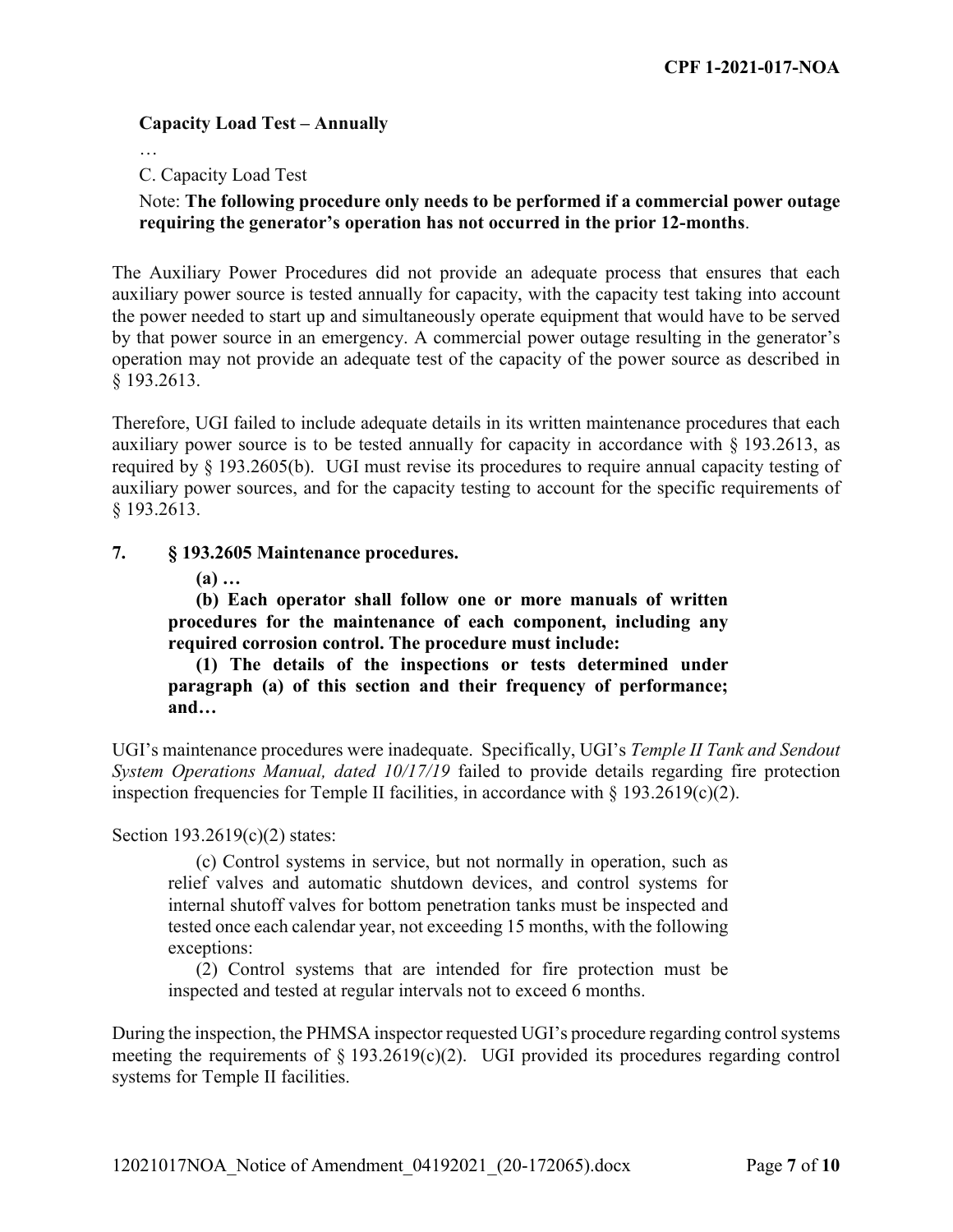**Capacity Load Test – Annually**

…

C. Capacity Load Test

Note: **The following procedure only needs to be performed if a commercial power outage requiring the generator's operation has not occurred in the prior 12-months**.

The Auxiliary Power Procedures did not provide an adequate process that ensures that each auxiliary power source is tested annually for capacity, with the capacity test taking into account the power needed to start up and simultaneously operate equipment that would have to be served by that power source in an emergency. A commercial power outage resulting in the generator's operation may not provide an adequate test of the capacity of the power source as described in § 193.2613.

Therefore, UGI failed to include adequate details in its written maintenance procedures that each auxiliary power source is to be tested annually for capacity in accordance with § 193.2613, as required by § 193.2605(b). UGI must revise its procedures to require annual capacity testing of auxiliary power sources, and for the capacity testing to account for the specific requirements of § 193.2613.

**7. § 193.2605 Maintenance procedures.**

> **(a) …**
>
> **(b) Each operator shall follow one or more manuals of written procedures for the maintenance of each component, including any required corrosion control. The procedure must include:**
>
> **(1) The details of the inspections or tests determined under paragraph (a) of this section and their frequency of performance; and…**

UGI's maintenance procedures were inadequate. Specifically, UGI's *Temple II Tank and Sendout System Operations Manual, dated 10/17/19* failed to provide details regarding fire protection inspection frequencies for Temple II facilities, in accordance with § 193.2619(c)(2).

Section 193.2619(c)(2) states:

> (c) Control systems in service, but not normally in operation, such as relief valves and automatic shutdown devices, and control systems for internal shutoff valves for bottom penetration tanks must be inspected and tested once each calendar year, not exceeding 15 months, with the following exceptions:
>
> (2) Control systems that are intended for fire protection must be inspected and tested at regular intervals not to exceed 6 months.

During the inspection, the PHMSA inspector requested UGI's procedure regarding control systems meeting the requirements of § 193.2619(c)(2). UGI provided its procedures regarding control systems for Temple II facilities.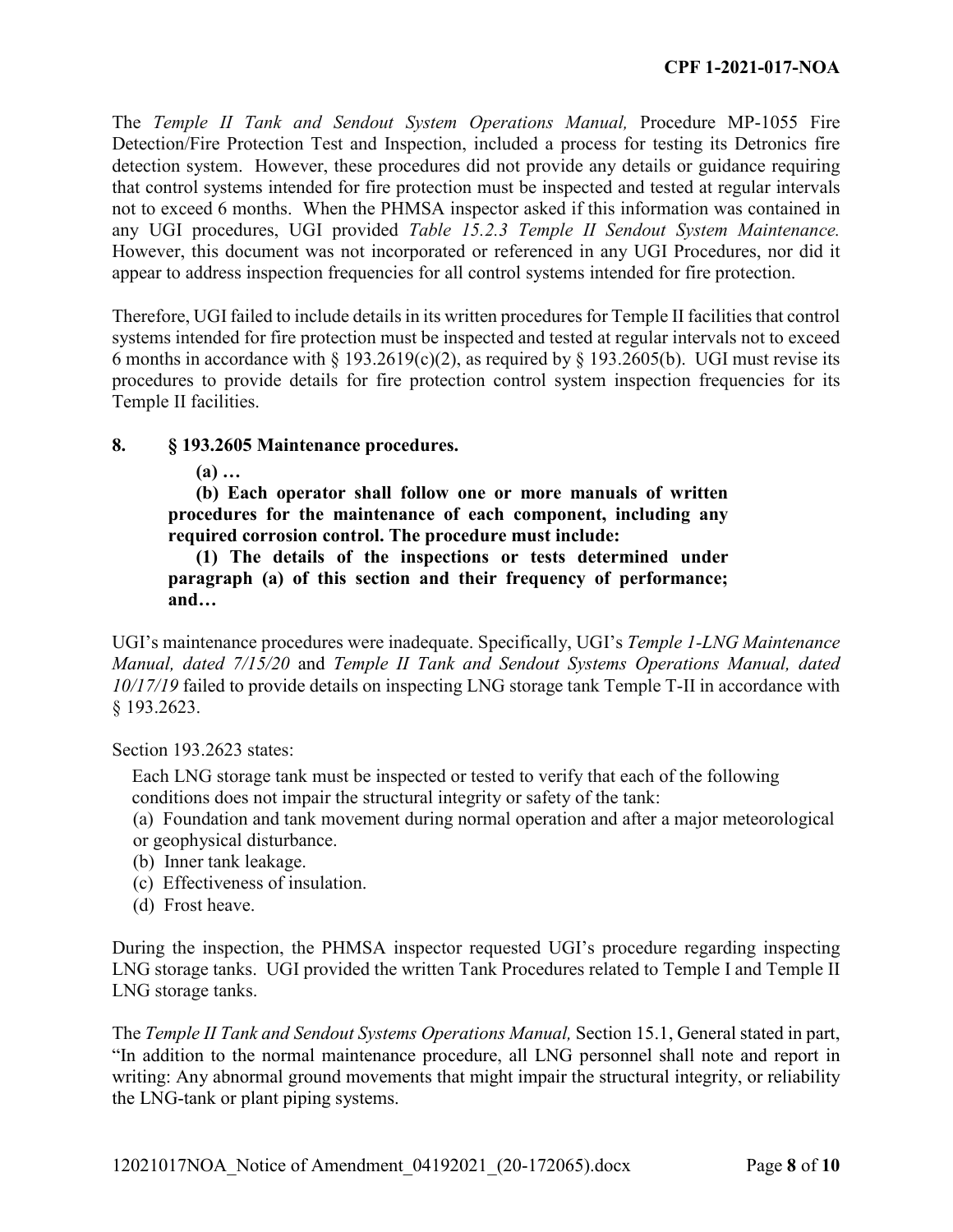The *Temple II Tank and Sendout System Operations Manual,* Procedure MP-1055 Fire Detection/Fire Protection Test and Inspection, included a process for testing its Detronics fire detection system. However, these procedures did not provide any details or guidance requiring that control systems intended for fire protection must be inspected and tested at regular intervals not to exceed 6 months. When the PHMSA inspector asked if this information was contained in any UGI procedures, UGI provided *Table 15.2.3 Temple II Sendout System Maintenance.* However, this document was not incorporated or referenced in any UGI Procedures, nor did it appear to address inspection frequencies for all control systems intended for fire protection.

Therefore, UGI failed to include details in its written procedures for Temple II facilities that control systems intended for fire protection must be inspected and tested at regular intervals not to exceed 6 months in accordance with § 193.2619(c)(2), as required by § 193.2605(b). UGI must revise its procedures to provide details for fire protection control system inspection frequencies for its Temple II facilities.

**8. § 193.2605 Maintenance procedures.**

> **(a) …**
>
> **(b) Each operator shall follow one or more manuals of written procedures for the maintenance of each component, including any required corrosion control. The procedure must include:**
>
> **(1) The details of the inspections or tests determined under paragraph (a) of this section and their frequency of performance; and…**

UGI's maintenance procedures were inadequate. Specifically, UGI's *Temple 1-LNG Maintenance Manual, dated 7/15/20* and *Temple II Tank and Sendout Systems Operations Manual, dated 10/17/19* failed to provide details on inspecting LNG storage tank Temple T-II in accordance with § 193.2623.

Section 193.2623 states:

> Each LNG storage tank must be inspected or tested to verify that each of the following conditions does not impair the structural integrity or safety of the tank:
>
> (a) Foundation and tank movement during normal operation and after a major meteorological or geophysical disturbance.
>
> (b) Inner tank leakage.
>
> (c) Effectiveness of insulation.
>
> (d) Frost heave.

During the inspection, the PHMSA inspector requested UGI's procedure regarding inspecting LNG storage tanks. UGI provided the written Tank Procedures related to Temple I and Temple II LNG storage tanks.

The *Temple II Tank and Sendout Systems Operations Manual,* Section 15.1, General stated in part, "In addition to the normal maintenance procedure, all LNG personnel shall note and report in writing: Any abnormal ground movements that might impair the structural integrity, or reliability the LNG-tank or plant piping systems.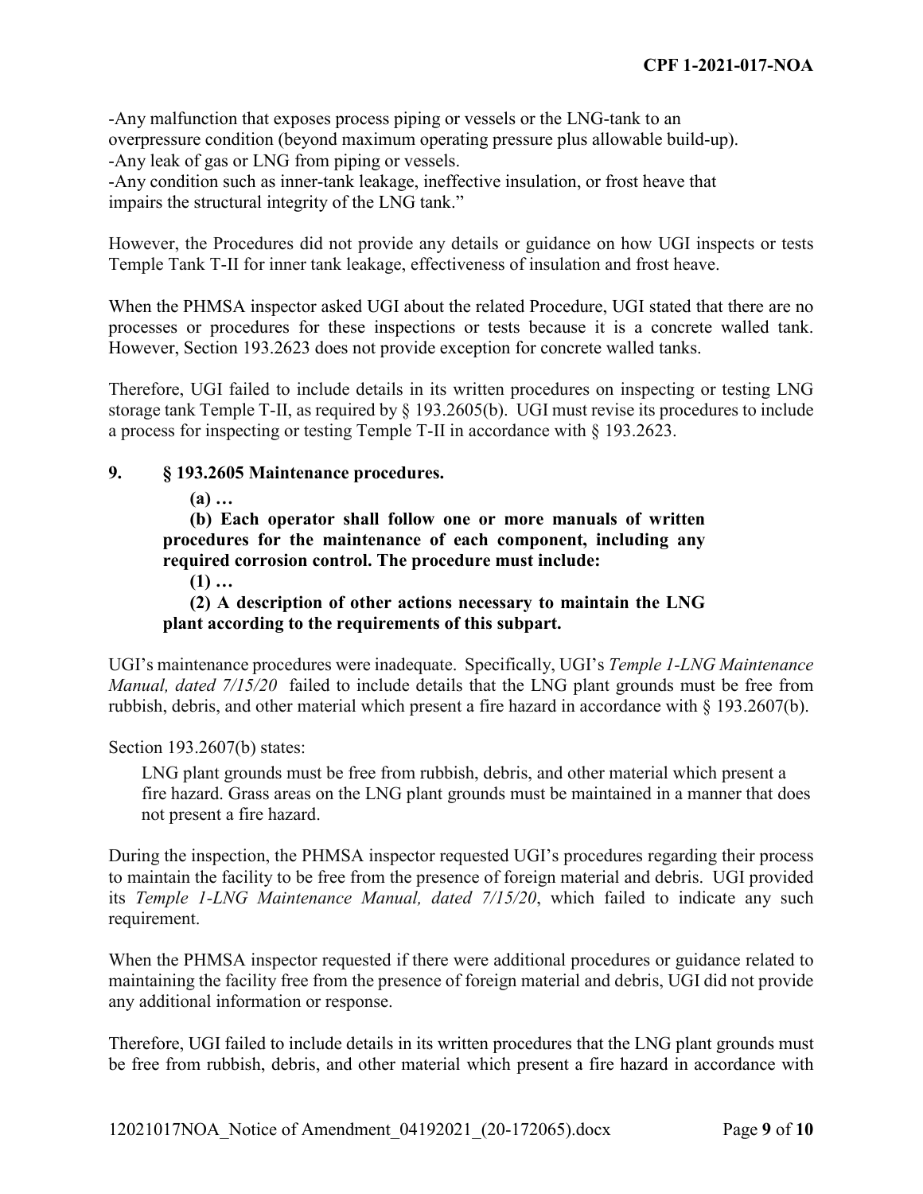-Any malfunction that exposes process piping or vessels or the LNG-tank to an overpressure condition (beyond maximum operating pressure plus allowable build-up).
-Any leak of gas or LNG from piping or vessels.
-Any condition such as inner-tank leakage, ineffective insulation, or frost heave that impairs the structural integrity of the LNG tank."

However, the Procedures did not provide any details or guidance on how UGI inspects or tests Temple Tank T-II for inner tank leakage, effectiveness of insulation and frost heave.

When the PHMSA inspector asked UGI about the related Procedure, UGI stated that there are no processes or procedures for these inspections or tests because it is a concrete walled tank. However, Section 193.2623 does not provide exception for concrete walled tanks.

Therefore, UGI failed to include details in its written procedures on inspecting or testing LNG storage tank Temple T-II, as required by § 193.2605(b). UGI must revise its procedures to include a process for inspecting or testing Temple T-II in accordance with § 193.2623.

**9. § 193.2605 Maintenance procedures.**

> **(a) …**
>
> **(b) Each operator shall follow one or more manuals of written procedures for the maintenance of each component, including any required corrosion control. The procedure must include:**
>
> **(1) …**
>
> **(2) A description of other actions necessary to maintain the LNG plant according to the requirements of this subpart.**

UGI's maintenance procedures were inadequate. Specifically, UGI's *Temple 1-LNG Maintenance Manual, dated 7/15/20* failed to include details that the LNG plant grounds must be free from rubbish, debris, and other material which present a fire hazard in accordance with § 193.2607(b).

Section 193.2607(b) states:

> LNG plant grounds must be free from rubbish, debris, and other material which present a fire hazard. Grass areas on the LNG plant grounds must be maintained in a manner that does not present a fire hazard.

During the inspection, the PHMSA inspector requested UGI's procedures regarding their process to maintain the facility to be free from the presence of foreign material and debris. UGI provided its *Temple 1-LNG Maintenance Manual, dated 7/15/20*, which failed to indicate any such requirement.

When the PHMSA inspector requested if there were additional procedures or guidance related to maintaining the facility free from the presence of foreign material and debris, UGI did not provide any additional information or response.

Therefore, UGI failed to include details in its written procedures that the LNG plant grounds must be free from rubbish, debris, and other material which present a fire hazard in accordance with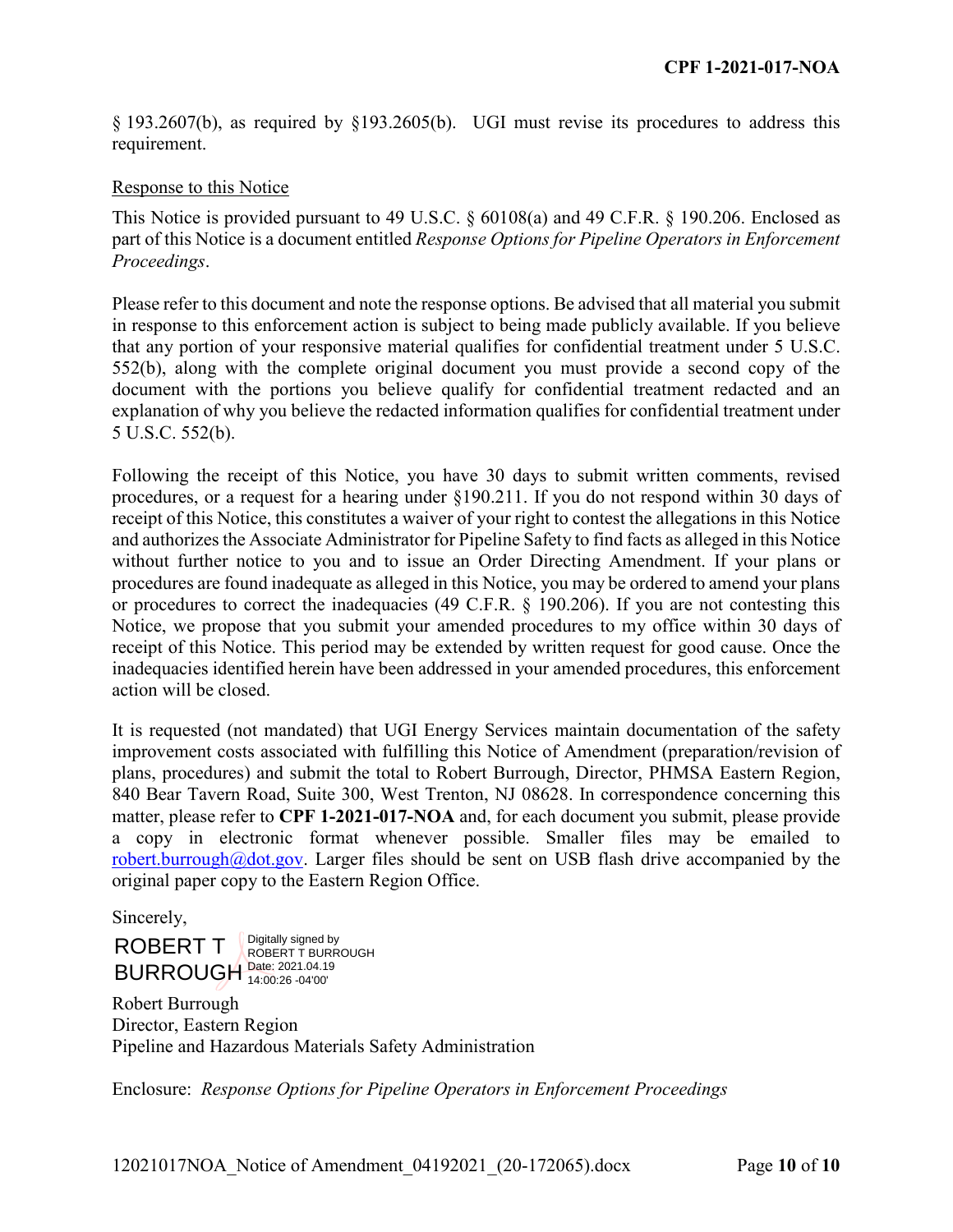§ 193.2607(b), as required by §193.2605(b). UGI must revise its procedures to address this requirement.

Response to this Notice

This Notice is provided pursuant to 49 U.S.C. § 60108(a) and 49 C.F.R. § 190.206. Enclosed as part of this Notice is a document entitled *Response Options for Pipeline Operators in Enforcement Proceedings*.

Please refer to this document and note the response options. Be advised that all material you submit in response to this enforcement action is subject to being made publicly available. If you believe that any portion of your responsive material qualifies for confidential treatment under 5 U.S.C. 552(b), along with the complete original document you must provide a second copy of the document with the portions you believe qualify for confidential treatment redacted and an explanation of why you believe the redacted information qualifies for confidential treatment under 5 U.S.C. 552(b).

Following the receipt of this Notice, you have 30 days to submit written comments, revised procedures, or a request for a hearing under §190.211. If you do not respond within 30 days of receipt of this Notice, this constitutes a waiver of your right to contest the allegations in this Notice and authorizes the Associate Administrator for Pipeline Safety to find facts as alleged in this Notice without further notice to you and to issue an Order Directing Amendment. If your plans or procedures are found inadequate as alleged in this Notice, you may be ordered to amend your plans or procedures to correct the inadequacies (49 C.F.R. § 190.206). If you are not contesting this Notice, we propose that you submit your amended procedures to my office within 30 days of receipt of this Notice. This period may be extended by written request for good cause. Once the inadequacies identified herein have been addressed in your amended procedures, this enforcement action will be closed.

It is requested (not mandated) that UGI Energy Services maintain documentation of the safety improvement costs associated with fulfilling this Notice of Amendment (preparation/revision of plans, procedures) and submit the total to Robert Burrough, Director, PHMSA Eastern Region, 840 Bear Tavern Road, Suite 300, West Trenton, NJ 08628. In correspondence concerning this matter, please refer to **CPF 1-2021-017-NOA** and, for each document you submit, please provide a copy in electronic format whenever possible. Smaller files may be emailed to robert.burrough@dot.gov. Larger files should be sent on USB flash drive accompanied by the original paper copy to the Eastern Region Office.

Sincerely,

ROBERT T BURROUGH
Digitally signed by ROBERT T BURROUGH
Date: 2021.04.19 14:00:26 -04'00'

Robert Burrough
Director, Eastern Region
Pipeline and Hazardous Materials Safety Administration

Enclosure: *Response Options for Pipeline Operators in Enforcement Proceedings*